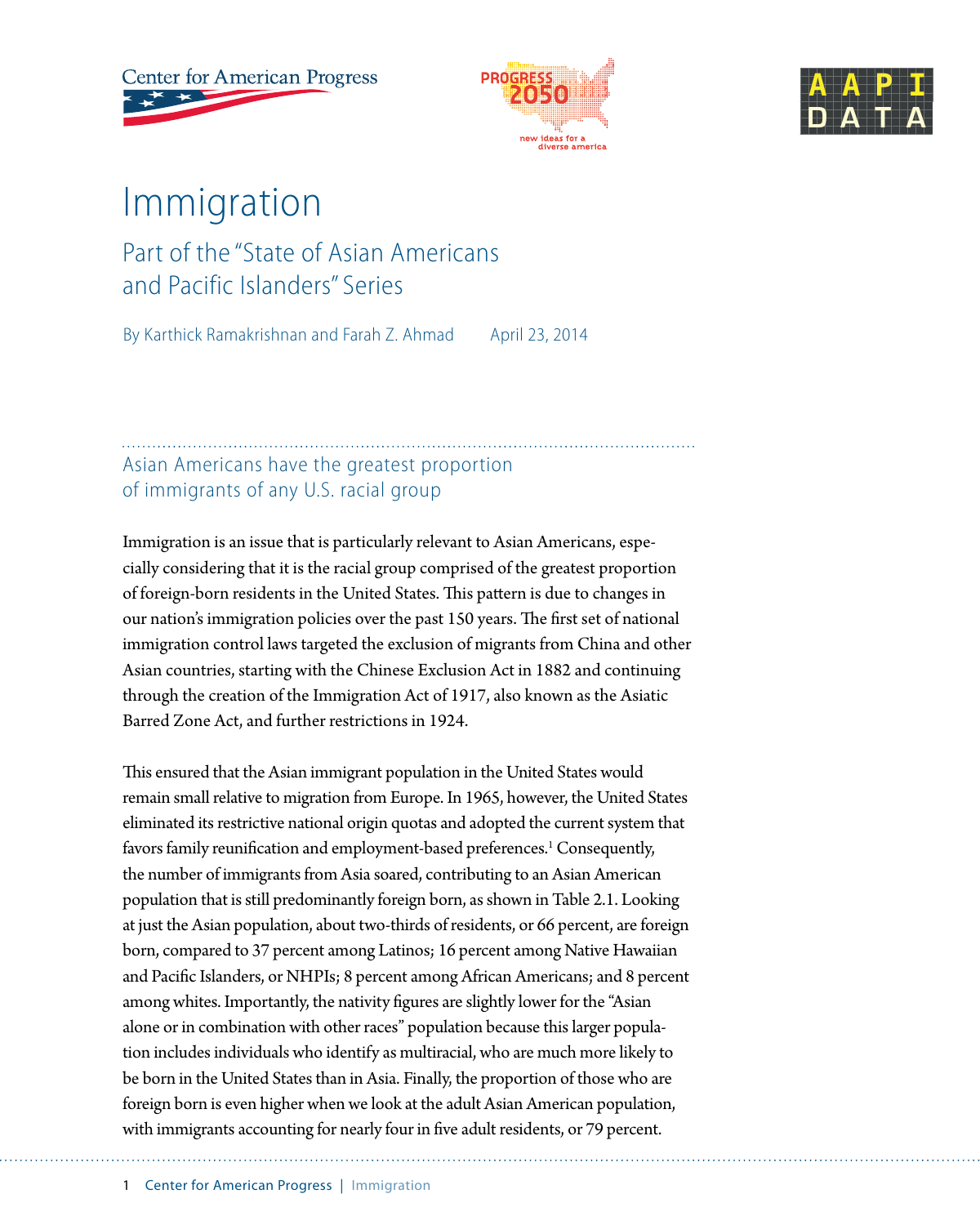# Immigration

## Part of the "State of Asian Americans and Pacific Islanders" Series

By Karthick Ramakrishnan and Farah Z. Ahmad     April 23, 2014

### Asian Americans have the greatest proportion of immigrants of any U.S. racial group

Immigration is an issue that is particularly relevant to Asian Americans, especially considering that it is the racial group comprised of the greatest proportion of foreign-born residents in the United States. This pattern is due to changes in our nation's immigration policies over the past 150 years. The first set of national immigration control laws targeted the exclusion of migrants from China and other Asian countries, starting with the Chinese Exclusion Act in 1882 and continuing through the creation of the Immigration Act of 1917, also known as the Asiatic Barred Zone Act, and further restrictions in 1924.

This ensured that the Asian immigrant population in the United States would remain small relative to migration from Europe. In 1965, however, the United States eliminated its restrictive national origin quotas and adopted the current system that favors family reunification and employment-based preferences.[1] Consequently, the number of immigrants from Asia soared, contributing to an Asian American population that is still predominantly foreign born, as shown in Table 2.1. Looking at just the Asian population, about two-thirds of residents, or 66 percent, are foreign born, compared to 37 percent among Latinos; 16 percent among Native Hawaiian and Pacific Islanders, or NHPIs; 8 percent among African Americans; and 8 percent among whites. Importantly, the nativity figures are slightly lower for the "Asian alone or in combination with other races" population because this larger population includes individuals who identify as multiracial, who are much more likely to be born in the United States than in Asia. Finally, the proportion of those who are foreign born is even higher when we look at the adult Asian American population, with immigrants accounting for nearly four in five adult residents, or 79 percent.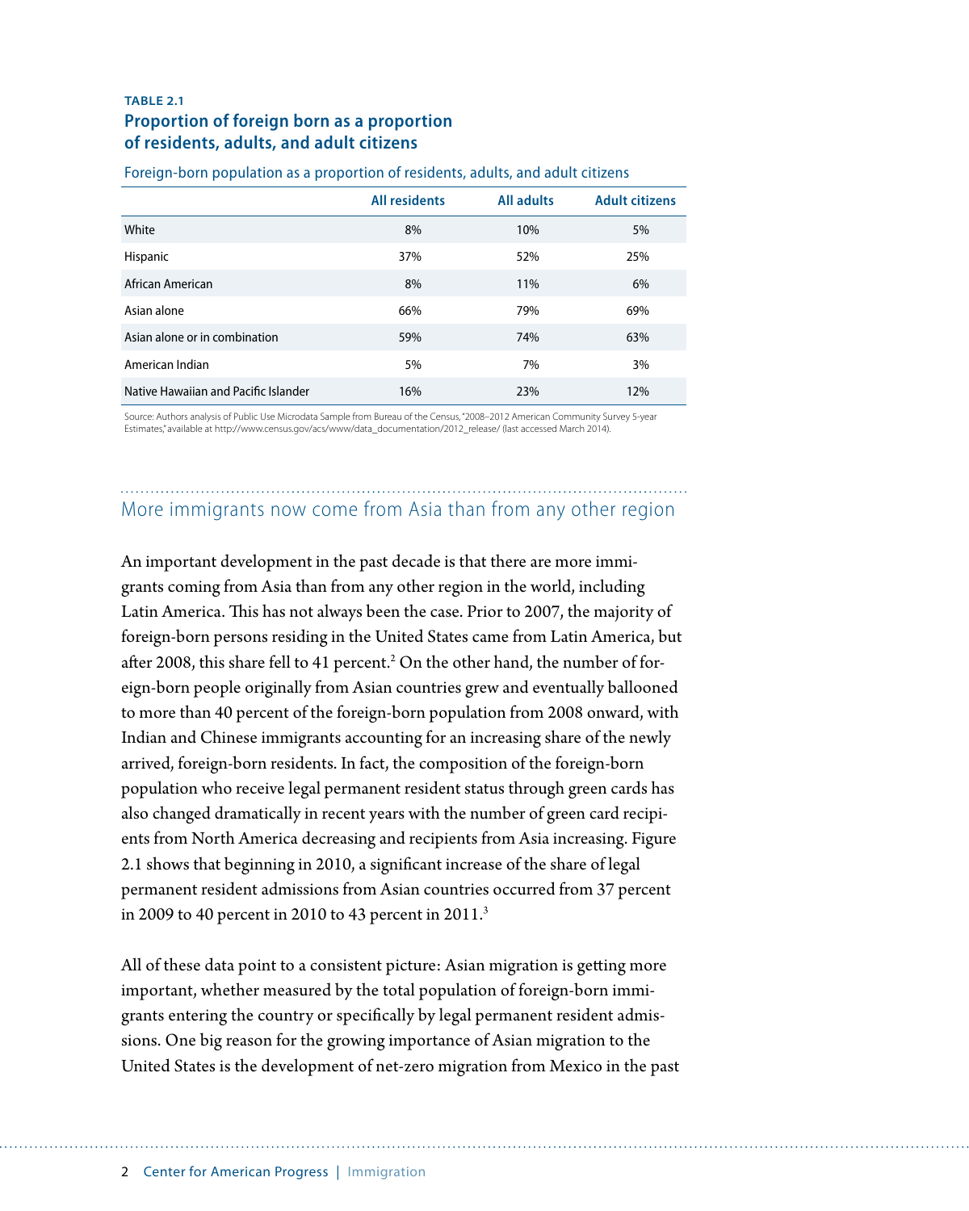**TABLE 2.1**

## Proportion of foreign born as a proportion of residents, adults, and adult citizens

Foreign-born population as a proportion of residents, adults, and adult citizens

| | All residents | All adults | Adult citizens |
|---|---|---|---|
| White | 8% | 10% | 5% |
| Hispanic | 37% | 52% | 25% |
| African American | 8% | 11% | 6% |
| Asian alone | 66% | 79% | 69% |
| Asian alone or in combination | 59% | 74% | 63% |
| American Indian | 5% | 7% | 3% |
| Native Hawaiian and Pacific Islander | 16% | 23% | 12% |

Source: Authors analysis of Public Use Microdata Sample from Bureau of the Census, "2008–2012 American Community Survey 5-year Estimates," available at http://www.census.gov/acs/www/data_documentation/2012_release/ (last accessed March 2014).

## More immigrants now come from Asia than from any other region

An important development in the past decade is that there are more immigrants coming from Asia than from any other region in the world, including Latin America. This has not always been the case. Prior to 2007, the majority of foreign-born persons residing in the United States came from Latin America, but after 2008, this share fell to 41 percent.[2] On the other hand, the number of foreign-born people originally from Asian countries grew and eventually ballooned to more than 40 percent of the foreign-born population from 2008 onward, with Indian and Chinese immigrants accounting for an increasing share of the newly arrived, foreign-born residents. In fact, the composition of the foreign-born population who receive legal permanent resident status through green cards has also changed dramatically in recent years with the number of green card recipients from North America decreasing and recipients from Asia increasing. Figure 2.1 shows that beginning in 2010, a significant increase of the share of legal permanent resident admissions from Asian countries occurred from 37 percent in 2009 to 40 percent in 2010 to 43 percent in 2011.[3]

All of these data point to a consistent picture: Asian migration is getting more important, whether measured by the total population of foreign-born immigrants entering the country or specifically by legal permanent resident admissions. One big reason for the growing importance of Asian migration to the United States is the development of net-zero migration from Mexico in the past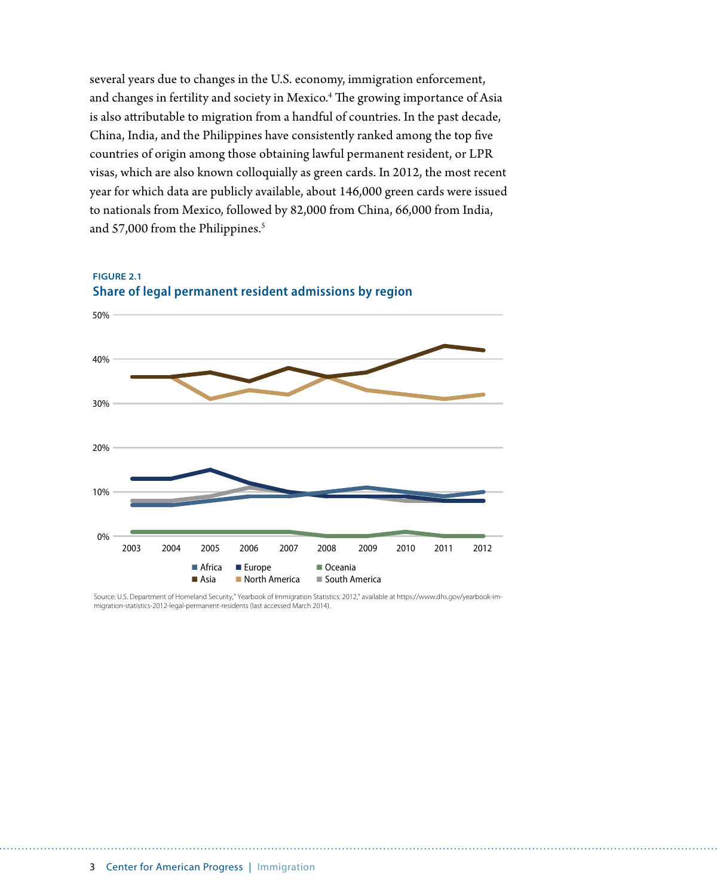several years due to changes in the U.S. economy, immigration enforcement, and changes in fertility and society in Mexico.[4] The growing importance of Asia is also attributable to migration from a handful of countries. In the past decade, China, India, and the Philippines have consistently ranked among the top five countries of origin among those obtaining lawful permanent resident, or LPR visas, which are also known colloquially as green cards. In 2012, the most recent year for which data are publicly available, about 146,000 green cards were issued to nationals from Mexico, followed by 82,000 from China, 66,000 from India, and 57,000 from the Philippines.[5]

**FIGURE 2.1**

**Share of legal permanent resident admissions by region**

Source: U.S. Department of Homeland Security," Yearbook of Immigration Statistics: 2012," available at https://www.dhs.gov/yearbook-immigration-statistics-2012-legal-permanent-residents (last accessed March 2014).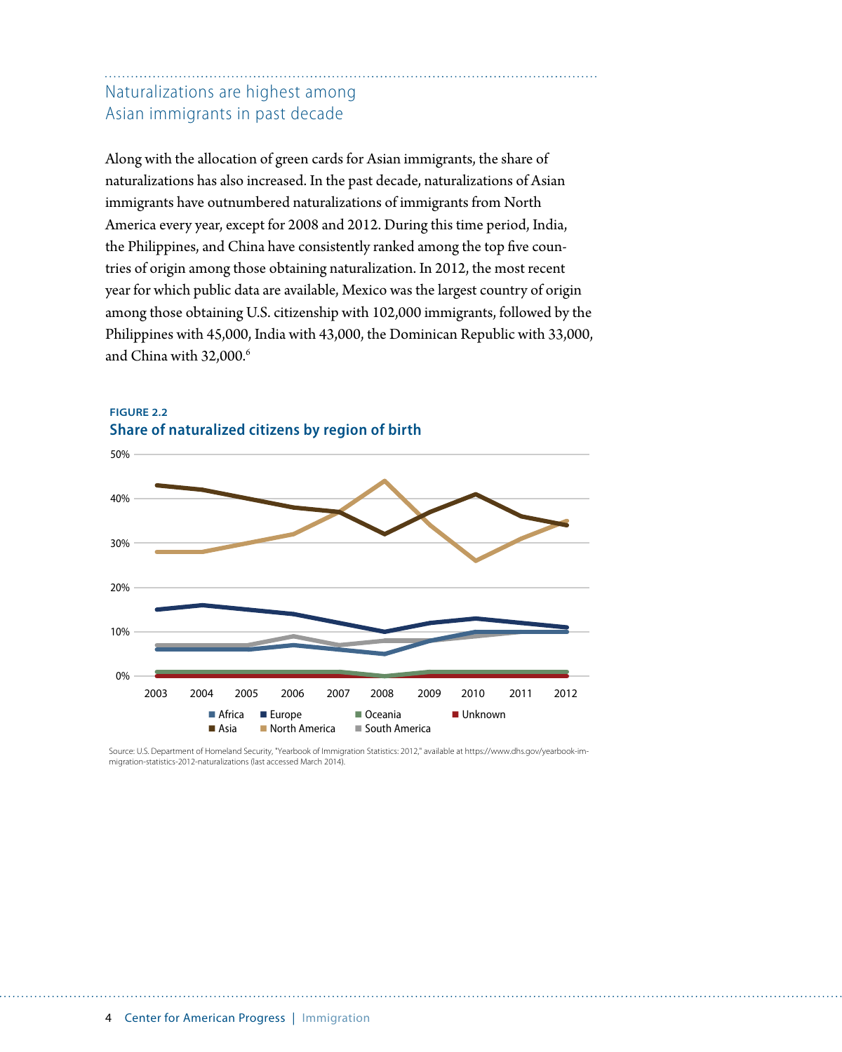## Naturalizations are highest among Asian immigrants in past decade

Along with the allocation of green cards for Asian immigrants, the share of naturalizations has also increased. In the past decade, naturalizations of Asian immigrants have outnumbered naturalizations of immigrants from North America every year, except for 2008 and 2012. During this time period, India, the Philippines, and China have consistently ranked among the top five countries of origin among those obtaining naturalization. In 2012, the most recent year for which public data are available, Mexico was the largest country of origin among those obtaining U.S. citizenship with 102,000 immigrants, followed by the Philippines with 45,000, India with 43,000, the Dominican Republic with 33,000, and China with 32,000.[6]

**FIGURE 2.2**

**Share of naturalized citizens by region of birth**

Source: U.S. Department of Homeland Security, "Yearbook of Immigration Statistics: 2012," available at https://www.dhs.gov/yearbook-immigration-statistics-2012-naturalizations (last accessed March 2014).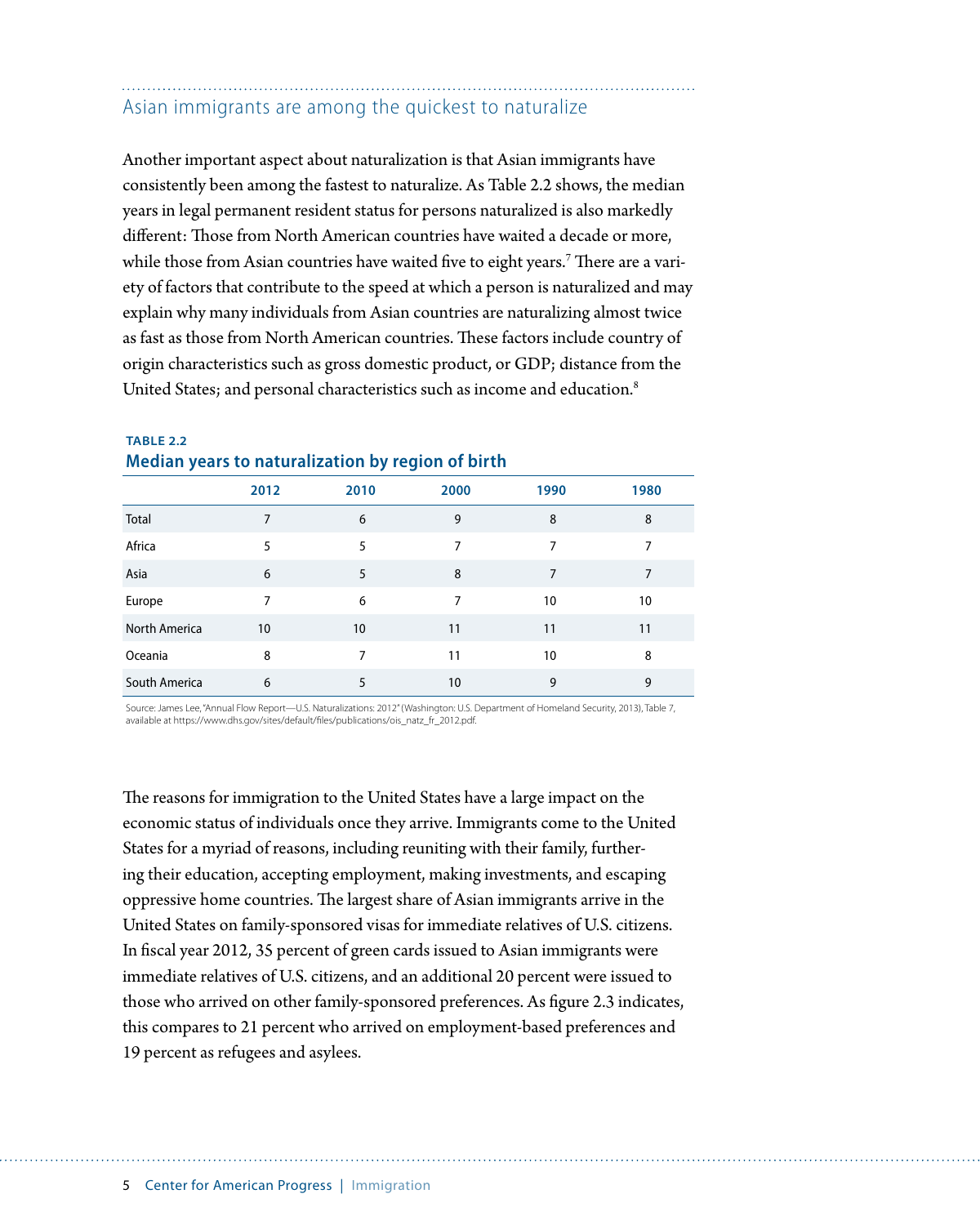## Asian immigrants are among the quickest to naturalize

Another important aspect about naturalization is that Asian immigrants have consistently been among the fastest to naturalize. As Table 2.2 shows, the median years in legal permanent resident status for persons naturalized is also markedly different: Those from North American countries have waited a decade or more, while those from Asian countries have waited five to eight years.[7] There are a variety of factors that contribute to the speed at which a person is naturalized and may explain why many individuals from Asian countries are naturalizing almost twice as fast as those from North American countries. These factors include country of origin characteristics such as gross domestic product, or GDP; distance from the United States; and personal characteristics such as income and education.[8]

**TABLE 2.2**

**Median years to naturalization by region of birth**

| | 2012 | 2010 | 2000 | 1990 | 1980 |
|---|---|---|---|---|---|
| Total | 7 | 6 | 9 | 8 | 8 |
| Africa | 5 | 5 | 7 | 7 | 7 |
| Asia | 6 | 5 | 8 | 7 | 7 |
| Europe | 7 | 6 | 7 | 10 | 10 |
| North America | 10 | 10 | 11 | 11 | 11 |
| Oceania | 8 | 7 | 11 | 10 | 8 |
| South America | 6 | 5 | 10 | 9 | 9 |

Source: James Lee, "Annual Flow Report—U.S. Naturalizations: 2012" (Washington: U.S. Department of Homeland Security, 2013), Table 7, available at https://www.dhs.gov/sites/default/files/publications/ois_natz_fr_2012.pdf.

The reasons for immigration to the United States have a large impact on the economic status of individuals once they arrive. Immigrants come to the United States for a myriad of reasons, including reuniting with their family, furthering their education, accepting employment, making investments, and escaping oppressive home countries. The largest share of Asian immigrants arrive in the United States on family-sponsored visas for immediate relatives of U.S. citizens. In fiscal year 2012, 35 percent of green cards issued to Asian immigrants were immediate relatives of U.S. citizens, and an additional 20 percent were issued to those who arrived on other family-sponsored preferences. As figure 2.3 indicates, this compares to 21 percent who arrived on employment-based preferences and 19 percent as refugees and asylees.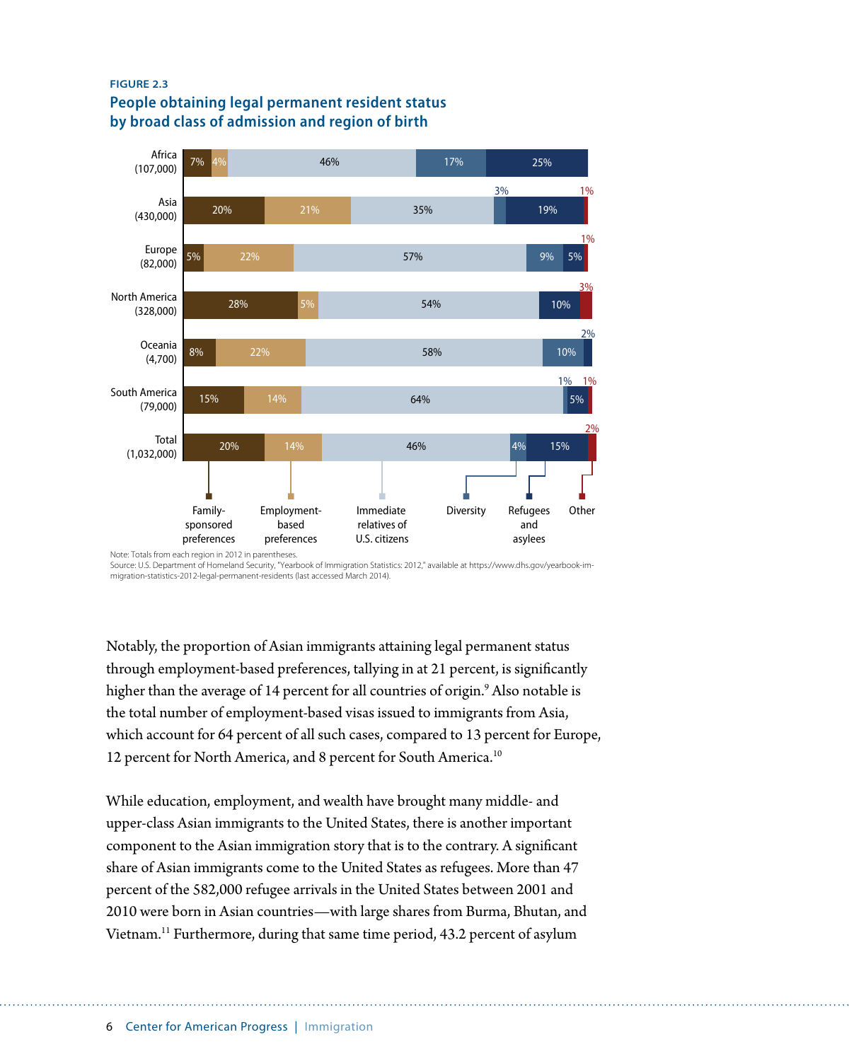FIGURE 2.3

## People obtaining legal permanent resident status by broad class of admission and region of birth

| Region | Family-sponsored preferences | Employment-based preferences | Immediate relatives of U.S. citizens | Diversity | Refugees and asylees | Other |
|---|---|---|---|---|---|---|
| Africa (107,000) | 7% | 4% | 46% | 17% | 25% | |
| Asia (430,000) | 20% | 21% | 35% | 3% | 19% | 1% |
| Europe (82,000) | 5% | 22% | 57% | 9% | 5% | 1% |
| North America (328,000) | 28% | 5% | 54% | | 10% | 3% |
| Oceania (4,700) | 8% | 22% | 58% | 10% | 2% | |
| South America (79,000) | 15% | 14% | 64% | 1% | 5% | 1% |
| Total (1,032,000) | 20% | 14% | 46% | 4% | 15% | 2% |

Note: Totals from each region in 2012 in parentheses.
Source: U.S. Department of Homeland Security, "Yearbook of Immigration Statistics: 2012," available at https://www.dhs.gov/yearbook-immigration-statistics-2012-legal-permanent-residents (last accessed March 2014).

Notably, the proportion of Asian immigrants attaining legal permanent status through employment-based preferences, tallying in at 21 percent, is significantly higher than the average of 14 percent for all countries of origin.[9] Also notable is the total number of employment-based visas issued to immigrants from Asia, which account for 64 percent of all such cases, compared to 13 percent for Europe, 12 percent for North America, and 8 percent for South America.[10]

While education, employment, and wealth have brought many middle- and upper-class Asian immigrants to the United States, there is another important component to the Asian immigration story that is to the contrary. A significant share of Asian immigrants come to the United States as refugees. More than 47 percent of the 582,000 refugee arrivals in the United States between 2001 and 2010 were born in Asian countries—with large shares from Burma, Bhutan, and Vietnam.[11] Furthermore, during that same time period, 43.2 percent of asylum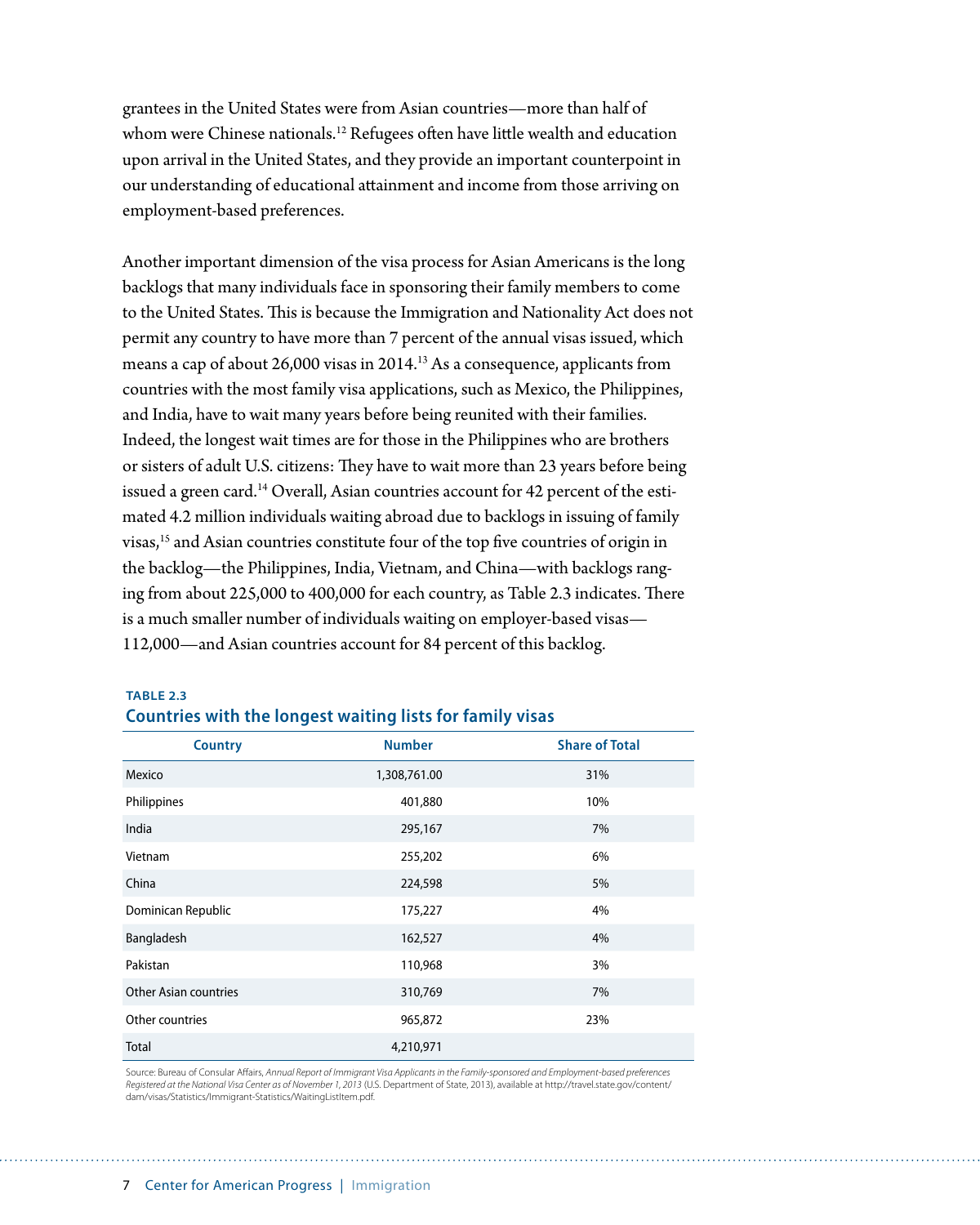grantees in the United States were from Asian countries—more than half of whom were Chinese nationals.[12] Refugees often have little wealth and education upon arrival in the United States, and they provide an important counterpoint in our understanding of educational attainment and income from those arriving on employment-based preferences.

Another important dimension of the visa process for Asian Americans is the long backlogs that many individuals face in sponsoring their family members to come to the United States. This is because the Immigration and Nationality Act does not permit any country to have more than 7 percent of the annual visas issued, which means a cap of about 26,000 visas in 2014.[13] As a consequence, applicants from countries with the most family visa applications, such as Mexico, the Philippines, and India, have to wait many years before being reunited with their families. Indeed, the longest wait times are for those in the Philippines who are brothers or sisters of adult U.S. citizens: They have to wait more than 23 years before being issued a green card.[14] Overall, Asian countries account for 42 percent of the estimated 4.2 million individuals waiting abroad due to backlogs in issuing of family visas,[15] and Asian countries constitute four of the top five countries of origin in the backlog—the Philippines, India, Vietnam, and China—with backlogs ranging from about 225,000 to 400,000 for each country, as Table 2.3 indicates. There is a much smaller number of individuals waiting on employer-based visas—112,000—and Asian countries account for 84 percent of this backlog.

**TABLE 2.3**

**Countries with the longest waiting lists for family visas**

| Country | Number | Share of Total |
|---|---|---|
| Mexico | 1,308,761.00 | 31% |
| Philippines | 401,880 | 10% |
| India | 295,167 | 7% |
| Vietnam | 255,202 | 6% |
| China | 224,598 | 5% |
| Dominican Republic | 175,227 | 4% |
| Bangladesh | 162,527 | 4% |
| Pakistan | 110,968 | 3% |
| Other Asian countries | 310,769 | 7% |
| Other countries | 965,872 | 23% |
| Total | 4,210,971 | |

Source: Bureau of Consular Affairs, *Annual Report of Immigrant Visa Applicants in the Family-sponsored and Employment-based preferences Registered at the National Visa Center as of November 1, 2013* (U.S. Department of State, 2013), available at http://travel.state.gov/content/dam/visas/Statistics/Immigrant-Statistics/WaitingListItem.pdf.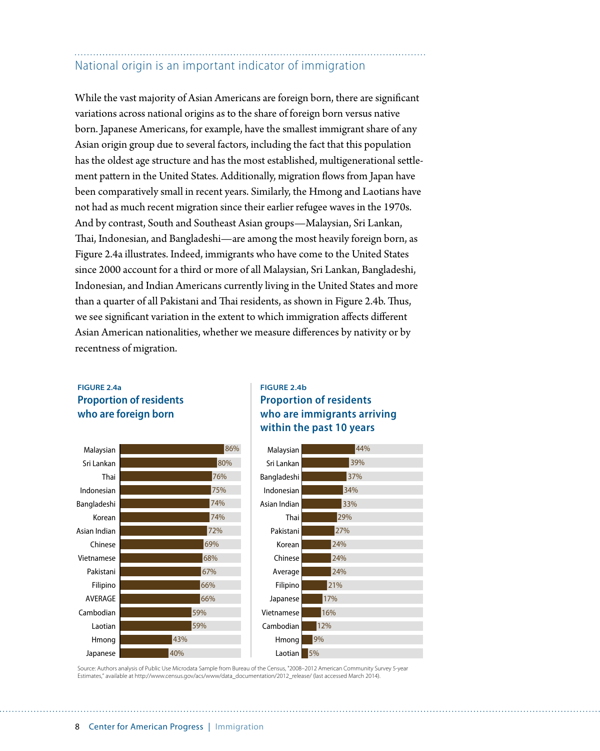## National origin is an important indicator of immigration

While the vast majority of Asian Americans are foreign born, there are significant variations across national origins as to the share of foreign born versus native born. Japanese Americans, for example, have the smallest immigrant share of any Asian origin group due to several factors, including the fact that this population has the oldest age structure and has the most established, multigenerational settlement pattern in the United States. Additionally, migration flows from Japan have been comparatively small in recent years. Similarly, the Hmong and Laotians have not had as much recent migration since their earlier refugee waves in the 1970s. And by contrast, South and Southeast Asian groups—Malaysian, Sri Lankan, Thai, Indonesian, and Bangladeshi—are among the most heavily foreign born, as Figure 2.4a illustrates. Indeed, immigrants who have come to the United States since 2000 account for a third or more of all Malaysian, Sri Lankan, Bangladeshi, Indonesian, and Indian Americans currently living in the United States and more than a quarter of all Pakistani and Thai residents, as shown in Figure 2.4b. Thus, we see significant variation in the extent to which immigration affects different Asian American nationalities, whether we measure differences by nativity or by recentness of migration.

**FIGURE 2.4a**

**Proportion of residents who are foreign born**

| Group | Percent |
|---|---|
| Malaysian | 86% |
| Sri Lankan | 80% |
| Thai | 76% |
| Indonesian | 75% |
| Bangladeshi | 74% |
| Korean | 74% |
| Asian Indian | 72% |
| Chinese | 69% |
| Vietnamese | 68% |
| Pakistani | 67% |
| Filipino | 66% |
| AVERAGE | 66% |
| Cambodian | 59% |
| Laotian | 59% |
| Hmong | 43% |
| Japanese | 40% |

**FIGURE 2.4b**

**Proportion of residents who are immigrants arriving within the past 10 years**

| Group | Percent |
|---|---|
| Malaysian | 44% |
| Sri Lankan | 39% |
| Bangladeshi | 37% |
| Indonesian | 34% |
| Asian Indian | 33% |
| Thai | 29% |
| Pakistani | 27% |
| Korean | 24% |
| Chinese | 24% |
| Average | 24% |
| Filipino | 21% |
| Japanese | 17% |
| Vietnamese | 16% |
| Cambodian | 12% |
| Hmong | 9% |
| Laotian | 5% |

Source: Authors analysis of Public Use Microdata Sample from Bureau of the Census, "2008–2012 American Community Survey 5-year Estimates," available at http://www.census.gov/acs/www/data_documentation/2012_release/ (last accessed March 2014).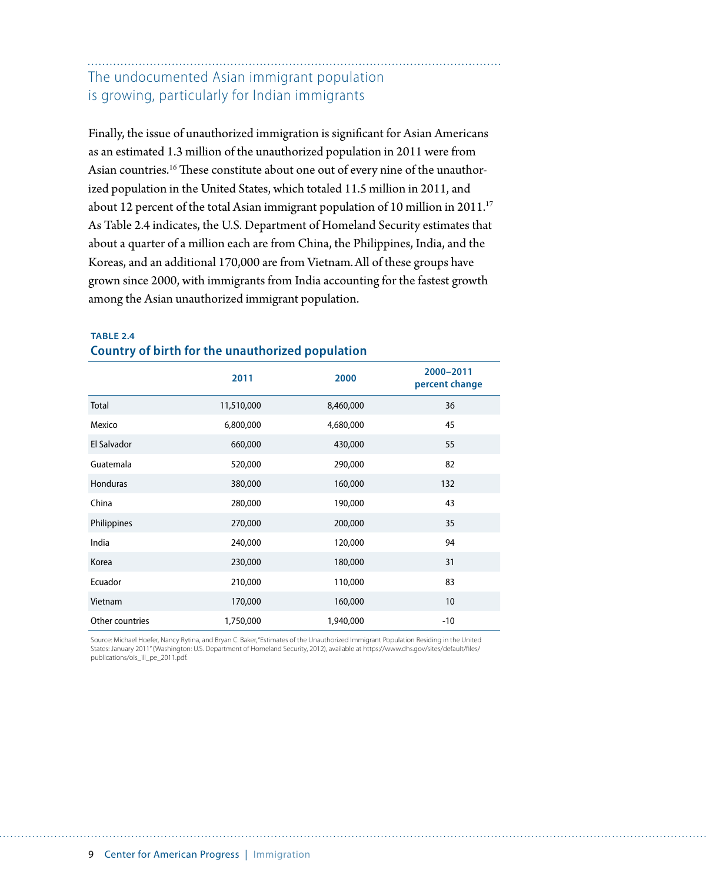## The undocumented Asian immigrant population is growing, particularly for Indian immigrants

Finally, the issue of unauthorized immigration is significant for Asian Americans as an estimated 1.3 million of the unauthorized population in 2011 were from Asian countries.[16] These constitute about one out of every nine of the unauthorized population in the United States, which totaled 11.5 million in 2011, and about 12 percent of the total Asian immigrant population of 10 million in 2011.[17] As Table 2.4 indicates, the U.S. Department of Homeland Security estimates that about a quarter of a million each are from China, the Philippines, India, and the Koreas, and an additional 170,000 are from Vietnam. All of these groups have grown since 2000, with immigrants from India accounting for the fastest growth among the Asian unauthorized immigrant population.

**TABLE 2.4**

**Country of birth for the unauthorized population**

| | 2011 | 2000 | 2000–2011 percent change |
|---|---|---|---|
| Total | 11,510,000 | 8,460,000 | 36 |
| Mexico | 6,800,000 | 4,680,000 | 45 |
| El Salvador | 660,000 | 430,000 | 55 |
| Guatemala | 520,000 | 290,000 | 82 |
| Honduras | 380,000 | 160,000 | 132 |
| China | 280,000 | 190,000 | 43 |
| Philippines | 270,000 | 200,000 | 35 |
| India | 240,000 | 120,000 | 94 |
| Korea | 230,000 | 180,000 | 31 |
| Ecuador | 210,000 | 110,000 | 83 |
| Vietnam | 170,000 | 160,000 | 10 |
| Other countries | 1,750,000 | 1,940,000 | -10 |

Source: Michael Hoefer, Nancy Rytina, and Bryan C. Baker, "Estimates of the Unauthorized Immigrant Population Residing in the United States: January 2011" (Washington: U.S. Department of Homeland Security, 2012), available at https://www.dhs.gov/sites/default/files/publications/ois_ill_pe_2011.pdf.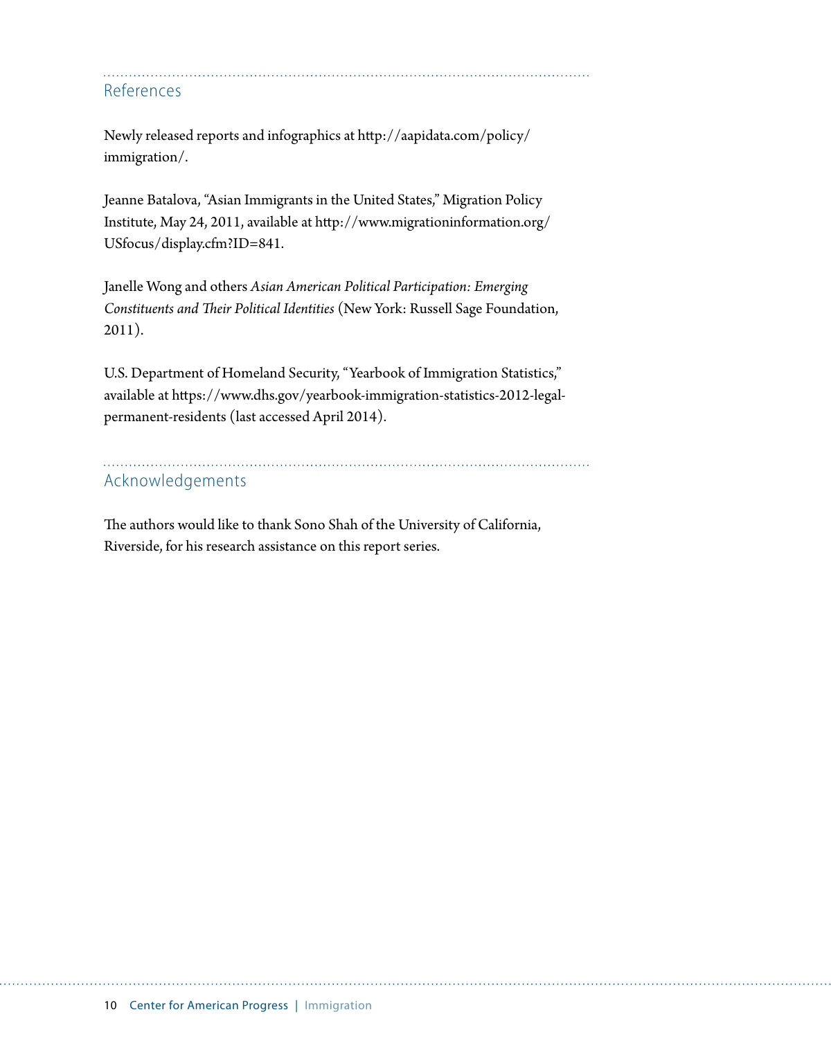## References

Newly released reports and infographics at http://aapidata.com/policy/immigration/.

Jeanne Batalova, "Asian Immigrants in the United States," Migration Policy Institute, May 24, 2011, available at http://www.migrationinformation.org/USfocus/display.cfm?ID=841.

Janelle Wong and others *Asian American Political Participation: Emerging Constituents and Their Political Identities* (New York: Russell Sage Foundation, 2011).

U.S. Department of Homeland Security, "Yearbook of Immigration Statistics," available at https://www.dhs.gov/yearbook-immigration-statistics-2012-legal-permanent-residents (last accessed April 2014).

## Acknowledgements

The authors would like to thank Sono Shah of the University of California, Riverside, for his research assistance on this report series.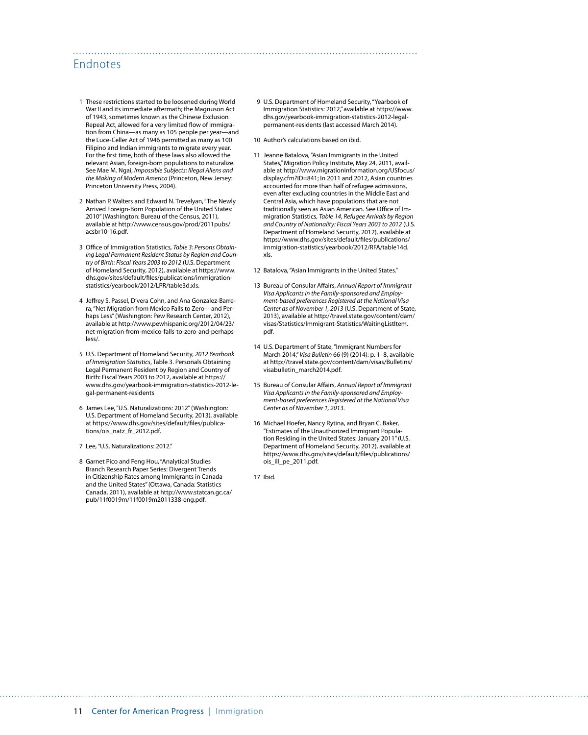# Endnotes

1 These restrictions started to be loosened during World War II and its immediate aftermath; the Magnuson Act of 1943, sometimes known as the Chinese Exclusion Repeal Act, allowed for a very limited flow of immigration from China—as many as 105 people per year—and the Luce-Celler Act of 1946 permitted as many as 100 Filipino and Indian immigrants to migrate every year. For the first time, both of these laws also allowed the relevant Asian, foreign-born populations to naturalize. See Mae M. Ngai, *Impossible Subjects: Illegal Aliens and the Making of Modern America* (Princeton, New Jersey: Princeton University Press, 2004).

2 Nathan P. Walters and Edward N. Trevelyan, "The Newly Arrived Foreign-Born Population of the United States: 2010" (Washington: Bureau of the Census, 2011), available at http://www.census.gov/prod/2011pubs/acsbr10-16.pdf.

3 Office of Immigration Statistics, *Table 3: Persons Obtaining Legal Permanent Resident Status by Region and Country of Birth: Fiscal Years 2003 to 2012* (U.S. Department of Homeland Security, 2012), available at https://www.dhs.gov/sites/default/files/publications/immigration-statistics/yearbook/2012/LPR/table3d.xls.

4 Jeffrey S. Passel, D'vera Cohn, and Ana Gonzalez-Barrera, "Net Migration from Mexico Falls to Zero—and Perhaps Less" (Washington: Pew Research Center, 2012), available at http://www.pewhispanic.org/2012/04/23/net-migration-from-mexico-falls-to-zero-and-perhaps-less/.

5 U.S. Department of Homeland Security, *2012 Yearbook of Immigration Statistics*, Table 3. Personals Obtaining Legal Permanent Resident by Region and Country of Birth: Fiscal Years 2003 to 2012, available at https://www.dhs.gov/yearbook-immigration-statistics-2012-legal-permanent-residents

6 James Lee, "U.S. Naturalizations: 2012" (Washington: U.S. Department of Homeland Security, 2013), available at https://www.dhs.gov/sites/default/files/publications/ois_natz_fr_2012.pdf.

7 Lee, "U.S. Naturalizations: 2012."

8 Garnet Pico and Feng Hou, "Analytical Studies Branch Research Paper Series: Divergent Trends in Citizenship Rates among Immigrants in Canada and the United States" (Ottawa, Canada: Statistics Canada, 2011), available at http://www.statcan.gc.ca/pub/11f0019m/11f0019m2011338-eng.pdf.

9 U.S. Department of Homeland Security, "Yearbook of Immigration Statistics: 2012," available at https://www.dhs.gov/yearbook-immigration-statistics-2012-legal-permanent-residents (last accessed March 2014).

10 Author's calculations based on ibid.

11 Jeanne Batalova, "Asian Immigrants in the United States," Migration Policy Institute, May 24, 2011, available at http://www.migrationinformation.org/USfocus/display.cfm?ID=841; In 2011 and 2012, Asian countries accounted for more than half of refugee admissions, even after excluding countries in the Middle East and Central Asia, which have populations that are not traditionally seen as Asian American. See Office of Immigration Statistics, *Table 14, Refugee Arrivals by Region and Country of Nationality: Fiscal Years 2003 to 2012* (U.S. Department of Homeland Security, 2012), available at https://www.dhs.gov/sites/default/files/publications/immigration-statistics/yearbook/2012/RFA/table14d.xls.

12 Batalova, "Asian Immigrants in the United States."

13 Bureau of Consular Affairs, *Annual Report of Immigrant Visa Applicants in the Family-sponsored and Employment-based preferences Registered at the National Visa Center as of November 1, 2013* (U.S. Department of State, 2013), available at http://travel.state.gov/content/dam/visas/Statistics/Immigrant-Statistics/WaitingListItem.pdf.

14 U.S. Department of State, "Immigrant Numbers for March 2014," *Visa Bulletin* 66 (9) (2014): p. 1–8, available at http://travel.state.gov/content/dam/visas/Bulletins/visabulletin_march2014.pdf.

15 Bureau of Consular Affairs, *Annual Report of Immigrant Visa Applicants in the Family-sponsored and Employment-based preferences Registered at the National Visa Center as of November 1, 2013*.

16 Michael Hoefer, Nancy Rytina, and Bryan C. Baker, "Estimates of the Unauthorized Immigrant Population Residing in the United States: January 2011" (U.S. Department of Homeland Security, 2012), available at https://www.dhs.gov/sites/default/files/publications/ois_ill_pe_2011.pdf.

17 Ibid.